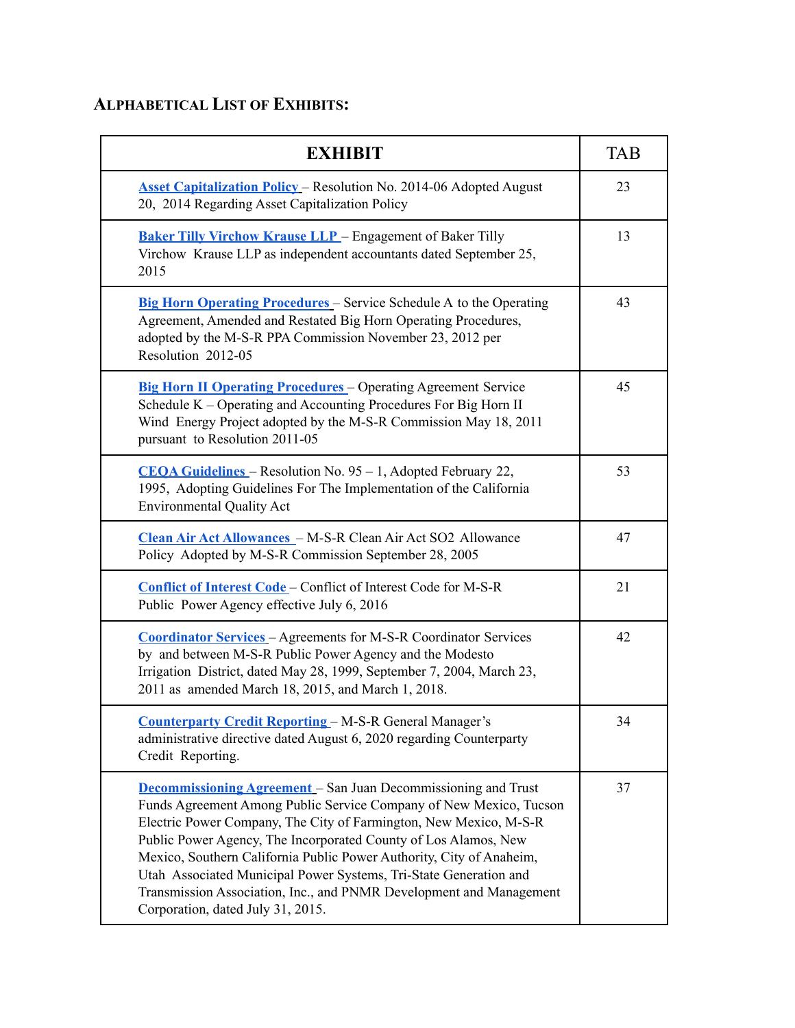## Alphabetical List of Exhibits:

| EXHIBIT | TAB |
|---|---|
| **Asset Capitalization Policy** – Resolution No. 2014-06 Adopted August 20, 2014 Regarding Asset Capitalization Policy | 23 |
| **Baker Tilly Virchow Krause LLP** – Engagement of Baker Tilly Virchow Krause LLP as independent accountants dated September 25, 2015 | 13 |
| **Big Horn Operating Procedures** – Service Schedule A to the Operating Agreement, Amended and Restated Big Horn Operating Procedures, adopted by the M-S-R PPA Commission November 23, 2012 per Resolution 2012-05 | 43 |
| **Big Horn II Operating Procedures** – Operating Agreement Service Schedule K – Operating and Accounting Procedures For Big Horn II Wind Energy Project adopted by the M-S-R Commission May 18, 2011 pursuant to Resolution 2011-05 | 45 |
| **CEQA Guidelines** – Resolution No. 95 – 1, Adopted February 22, 1995, Adopting Guidelines For The Implementation of the California Environmental Quality Act | 53 |
| **Clean Air Act Allowances** – M-S-R Clean Air Act SO2 Allowance Policy Adopted by M-S-R Commission September 28, 2005 | 47 |
| **Conflict of Interest Code** – Conflict of Interest Code for M-S-R Public Power Agency effective July 6, 2016 | 21 |
| **Coordinator Services** – Agreements for M-S-R Coordinator Services by and between M-S-R Public Power Agency and the Modesto Irrigation District, dated May 28, 1999, September 7, 2004, March 23, 2011 as amended March 18, 2015, and March 1, 2018. | 42 |
| **Counterparty Credit Reporting** – M-S-R General Manager's administrative directive dated August 6, 2020 regarding Counterparty Credit Reporting. | 34 |
| **Decommissioning Agreement** – San Juan Decommissioning and Trust Funds Agreement Among Public Service Company of New Mexico, Tucson Electric Power Company, The City of Farmington, New Mexico, M-S-R Public Power Agency, The Incorporated County of Los Alamos, New Mexico, Southern California Public Power Authority, City of Anaheim, Utah Associated Municipal Power Systems, Tri-State Generation and Transmission Association, Inc., and PNMR Development and Management Corporation, dated July 31, 2015. | 37 |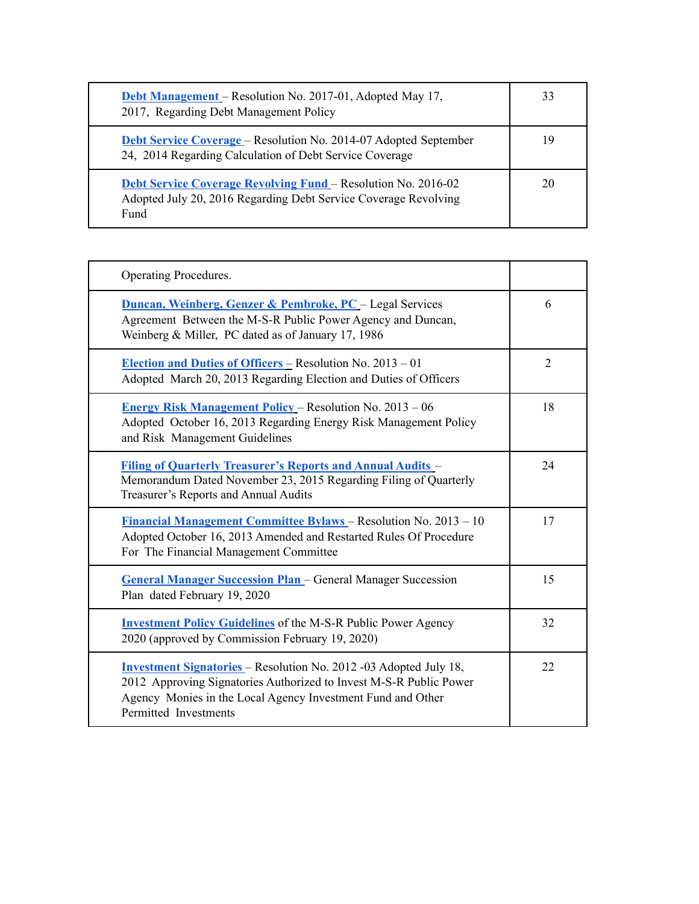| | |
|---|---|
| **Debt Management** – Resolution No. 2017-01, Adopted May 17, 2017, Regarding Debt Management Policy | 33 |
| **Debt Service Coverage** – Resolution No. 2014-07 Adopted September 24, 2014 Regarding Calculation of Debt Service Coverage | 19 |
| **Debt Service Coverage Revolving Fund** – Resolution No. 2016-02 Adopted July 20, 2016 Regarding Debt Service Coverage Revolving Fund | 20 |

| Operating Procedures. | |
|---|---|
| **Duncan, Weinberg, Genzer & Pembroke, PC** – Legal Services Agreement Between the M-S-R Public Power Agency and Duncan, Weinberg & Miller, PC dated as of January 17, 1986 | 6 |
| **Election and Duties of Officers** – Resolution No. 2013 – 01 Adopted March 20, 2013 Regarding Election and Duties of Officers | 2 |
| **Energy Risk Management Policy** – Resolution No. 2013 – 06 Adopted October 16, 2013 Regarding Energy Risk Management Policy and Risk Management Guidelines | 18 |
| **Filing of Quarterly Treasurer's Reports and Annual Audits** – Memorandum Dated November 23, 2015 Regarding Filing of Quarterly Treasurer's Reports and Annual Audits | 24 |
| **Financial Management Committee Bylaws** – Resolution No. 2013 – 10 Adopted October 16, 2013 Amended and Restarted Rules Of Procedure For The Financial Management Committee | 17 |
| **General Manager Succession Plan** – General Manager Succession Plan dated February 19, 2020 | 15 |
| **Investment Policy Guidelines** of the M-S-R Public Power Agency 2020 (approved by Commission February 19, 2020) | 32 |
| **Investment Signatories** – Resolution No. 2012 -03 Adopted July 18, 2012 Approving Signatories Authorized to Invest M-S-R Public Power Agency Monies in the Local Agency Investment Fund and Other Permitted Investments | 22 |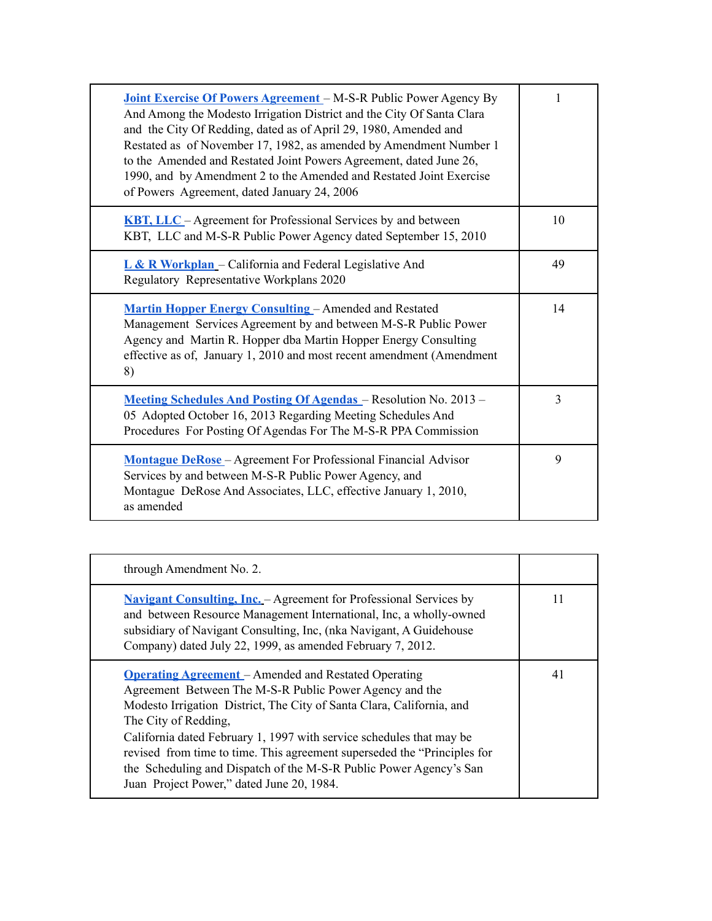| | |
|---|---|
| **Joint Exercise Of Powers Agreement** – M-S-R Public Power Agency By And Among the Modesto Irrigation District and the City Of Santa Clara and the City Of Redding, dated as of April 29, 1980, Amended and Restated as of November 17, 1982, as amended by Amendment Number 1 to the Amended and Restated Joint Powers Agreement, dated June 26, 1990, and by Amendment 2 to the Amended and Restated Joint Exercise of Powers Agreement, dated January 24, 2006 | 1 |
| **KBT, LLC** – Agreement for Professional Services by and between KBT, LLC and M-S-R Public Power Agency dated September 15, 2010 | 10 |
| **L & R Workplan** – California and Federal Legislative And Regulatory Representative Workplans 2020 | 49 |
| **Martin Hopper Energy Consulting** – Amended and Restated Management Services Agreement by and between M-S-R Public Power Agency and Martin R. Hopper dba Martin Hopper Energy Consulting effective as of, January 1, 2010 and most recent amendment (Amendment 8) | 14 |
| **Meeting Schedules And Posting Of Agendas** – Resolution No. 2013 – 05 Adopted October 16, 2013 Regarding Meeting Schedules And Procedures For Posting Of Agendas For The M-S-R PPA Commission | 3 |
| **Montague DeRose** – Agreement For Professional Financial Advisor Services by and between M-S-R Public Power Agency, and Montague DeRose And Associates, LLC, effective January 1, 2010, as amended through Amendment No. 2. | 9 |
| **Navigant Consulting, Inc.** – Agreement for Professional Services by and between Resource Management International, Inc, a wholly-owned subsidiary of Navigant Consulting, Inc, (nka Navigant, A Guidehouse Company) dated July 22, 1999, as amended February 7, 2012. | 11 |
| **Operating Agreement** – Amended and Restated Operating Agreement Between The M-S-R Public Power Agency and the Modesto Irrigation District, The City of Santa Clara, California, and The City of Redding, California dated February 1, 1997 with service schedules that may be revised from time to time. This agreement superseded the "Principles for the Scheduling and Dispatch of the M-S-R Public Power Agency's San Juan Project Power," dated June 20, 1984. | 41 |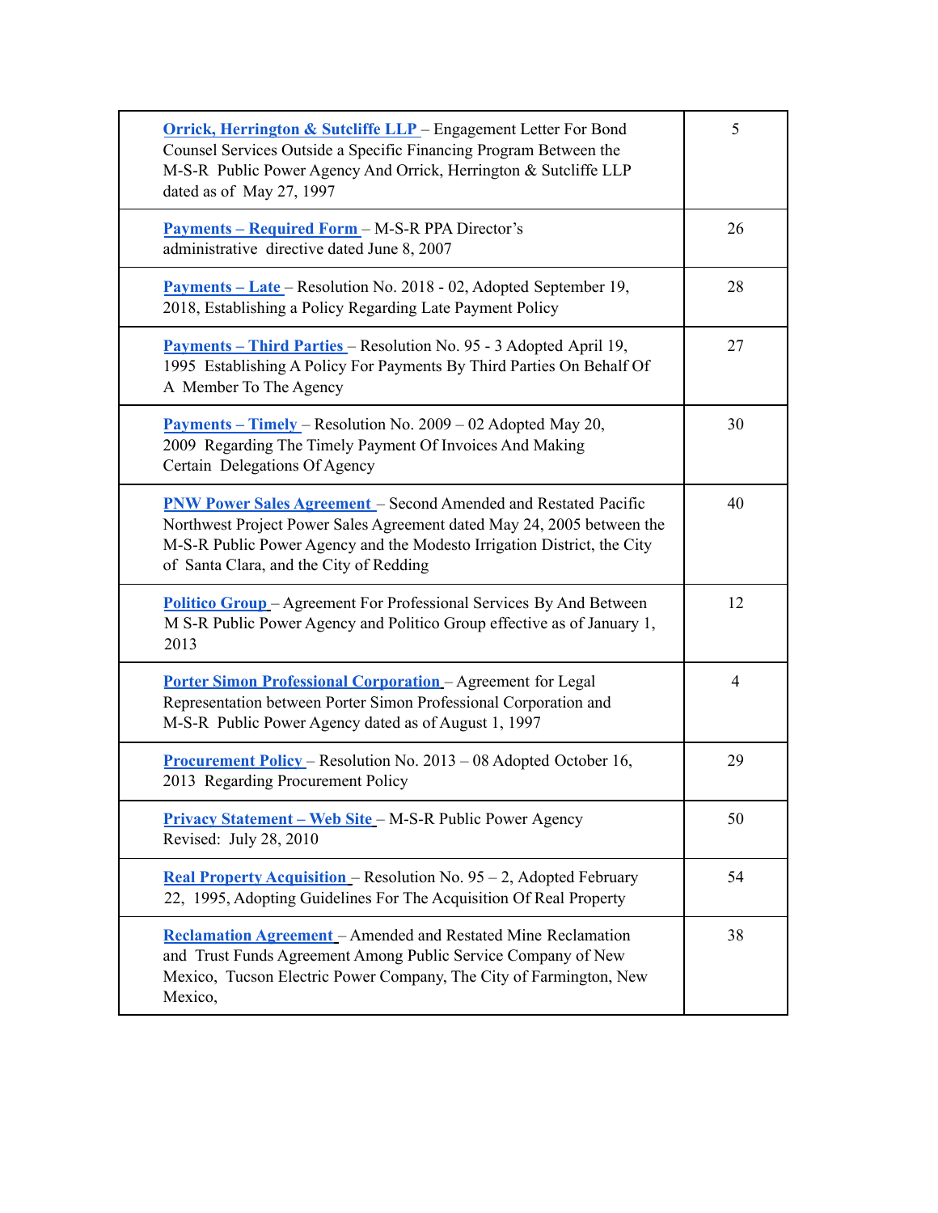| | |
|---|---|
| **Orrick, Herrington & Sutcliffe LLP** – Engagement Letter For Bond Counsel Services Outside a Specific Financing Program Between the M-S-R Public Power Agency And Orrick, Herrington & Sutcliffe LLP dated as of May 27, 1997 | 5 |
| **Payments – Required Form** – M-S-R PPA Director's administrative directive dated June 8, 2007 | 26 |
| **Payments – Late** – Resolution No. 2018 - 02, Adopted September 19, 2018, Establishing a Policy Regarding Late Payment Policy | 28 |
| **Payments – Third Parties** – Resolution No. 95 - 3 Adopted April 19, 1995 Establishing A Policy For Payments By Third Parties On Behalf Of A Member To The Agency | 27 |
| **Payments – Timely** – Resolution No. 2009 – 02 Adopted May 20, 2009 Regarding The Timely Payment Of Invoices And Making Certain Delegations Of Agency | 30 |
| **PNW Power Sales Agreement** – Second Amended and Restated Pacific Northwest Project Power Sales Agreement dated May 24, 2005 between the M-S-R Public Power Agency and the Modesto Irrigation District, the City of Santa Clara, and the City of Redding | 40 |
| **Politico Group** – Agreement For Professional Services By And Between M S-R Public Power Agency and Politico Group effective as of January 1, 2013 | 12 |
| **Porter Simon Professional Corporation** – Agreement for Legal Representation between Porter Simon Professional Corporation and M-S-R Public Power Agency dated as of August 1, 1997 | 4 |
| **Procurement Policy** – Resolution No. 2013 – 08 Adopted October 16, 2013 Regarding Procurement Policy | 29 |
| **Privacy Statement – Web Site** – M-S-R Public Power Agency Revised: July 28, 2010 | 50 |
| **Real Property Acquisition** – Resolution No. 95 – 2, Adopted February 22, 1995, Adopting Guidelines For The Acquisition Of Real Property | 54 |
| **Reclamation Agreement** – Amended and Restated Mine Reclamation and Trust Funds Agreement Among Public Service Company of New Mexico, Tucson Electric Power Company, The City of Farmington, New Mexico, | 38 |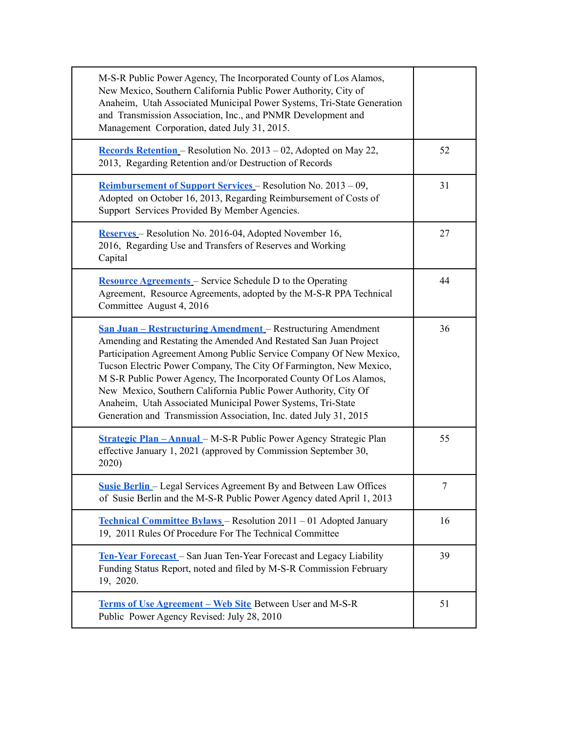| | |
|---|---|
| M-S-R Public Power Agency, The Incorporated County of Los Alamos, New Mexico, Southern California Public Power Authority, City of Anaheim, Utah Associated Municipal Power Systems, Tri-State Generation and Transmission Association, Inc., and PNMR Development and Management Corporation, dated July 31, 2015. | |
| **Records Retention** – Resolution No. 2013 – 02, Adopted on May 22, 2013, Regarding Retention and/or Destruction of Records | 52 |
| **Reimbursement of Support Services** – Resolution No. 2013 – 09, Adopted on October 16, 2013, Regarding Reimbursement of Costs of Support Services Provided By Member Agencies. | 31 |
| **Reserves** – Resolution No. 2016-04, Adopted November 16, 2016, Regarding Use and Transfers of Reserves and Working Capital | 27 |
| **Resource Agreements** – Service Schedule D to the Operating Agreement, Resource Agreements, adopted by the M-S-R PPA Technical Committee August 4, 2016 | 44 |
| **San Juan – Restructuring Amendment** – Restructuring Amendment Amending and Restating the Amended And Restated San Juan Project Participation Agreement Among Public Service Company Of New Mexico, Tucson Electric Power Company, The City Of Farmington, New Mexico, M S-R Public Power Agency, The Incorporated County Of Los Alamos, New Mexico, Southern California Public Power Authority, City Of Anaheim, Utah Associated Municipal Power Systems, Tri-State Generation and Transmission Association, Inc. dated July 31, 2015 | 36 |
| **Strategic Plan – Annual** – M-S-R Public Power Agency Strategic Plan effective January 1, 2021 (approved by Commission September 30, 2020) | 55 |
| **Susie Berlin** – Legal Services Agreement By and Between Law Offices of Susie Berlin and the M-S-R Public Power Agency dated April 1, 2013 | 7 |
| **Technical Committee Bylaws** – Resolution 2011 – 01 Adopted January 19, 2011 Rules Of Procedure For The Technical Committee | 16 |
| **Ten-Year Forecast** – San Juan Ten-Year Forecast and Legacy Liability Funding Status Report, noted and filed by M-S-R Commission February 19, 2020. | 39 |
| **Terms of Use Agreement – Web Site** Between User and M-S-R Public Power Agency Revised: July 28, 2010 | 51 |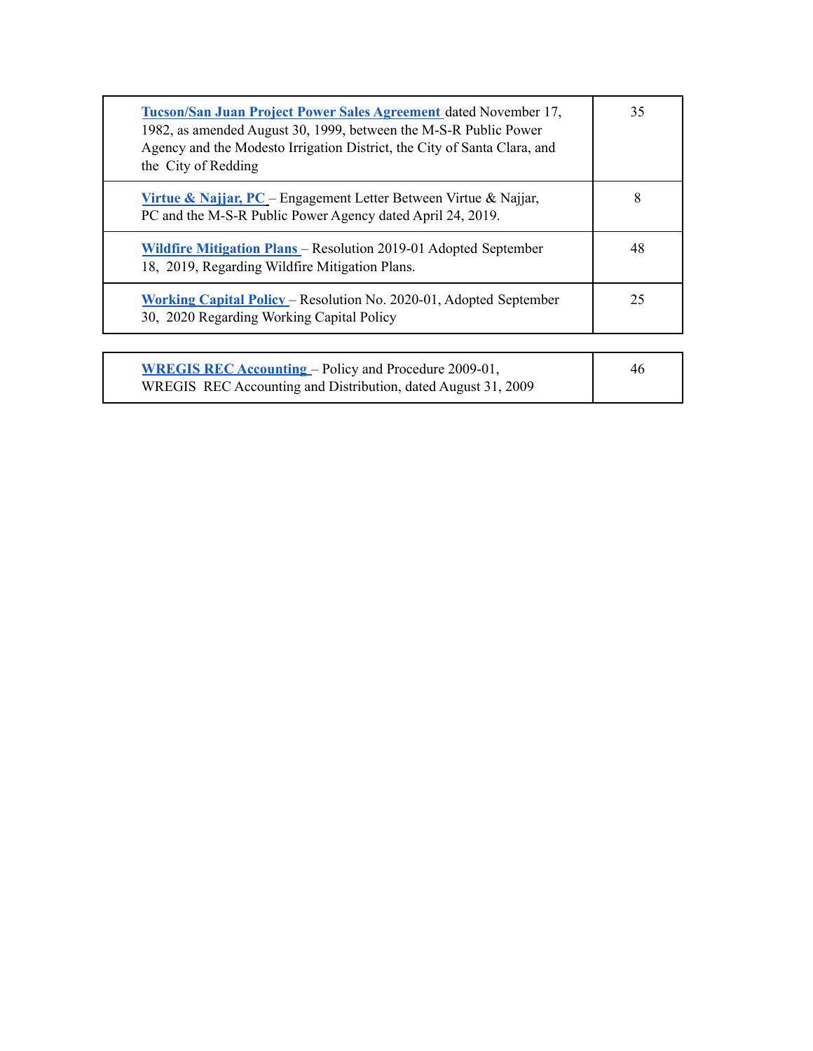| | |
|---|---|
| **Tucson/San Juan Project Power Sales Agreement** dated November 17, 1982, as amended August 30, 1999, between the M-S-R Public Power Agency and the Modesto Irrigation District, the City of Santa Clara, and the City of Redding | 35 |
| **Virtue & Najjar, PC** – Engagement Letter Between Virtue & Najjar, PC and the M-S-R Public Power Agency dated April 24, 2019. | 8 |
| **Wildfire Mitigation Plans** – Resolution 2019-01 Adopted September 18, 2019, Regarding Wildfire Mitigation Plans. | 48 |
| **Working Capital Policy** – Resolution No. 2020-01, Adopted September 30, 2020 Regarding Working Capital Policy | 25 |
| **WREGIS REC Accounting** – Policy and Procedure 2009-01, WREGIS REC Accounting and Distribution, dated August 31, 2009 | 46 |